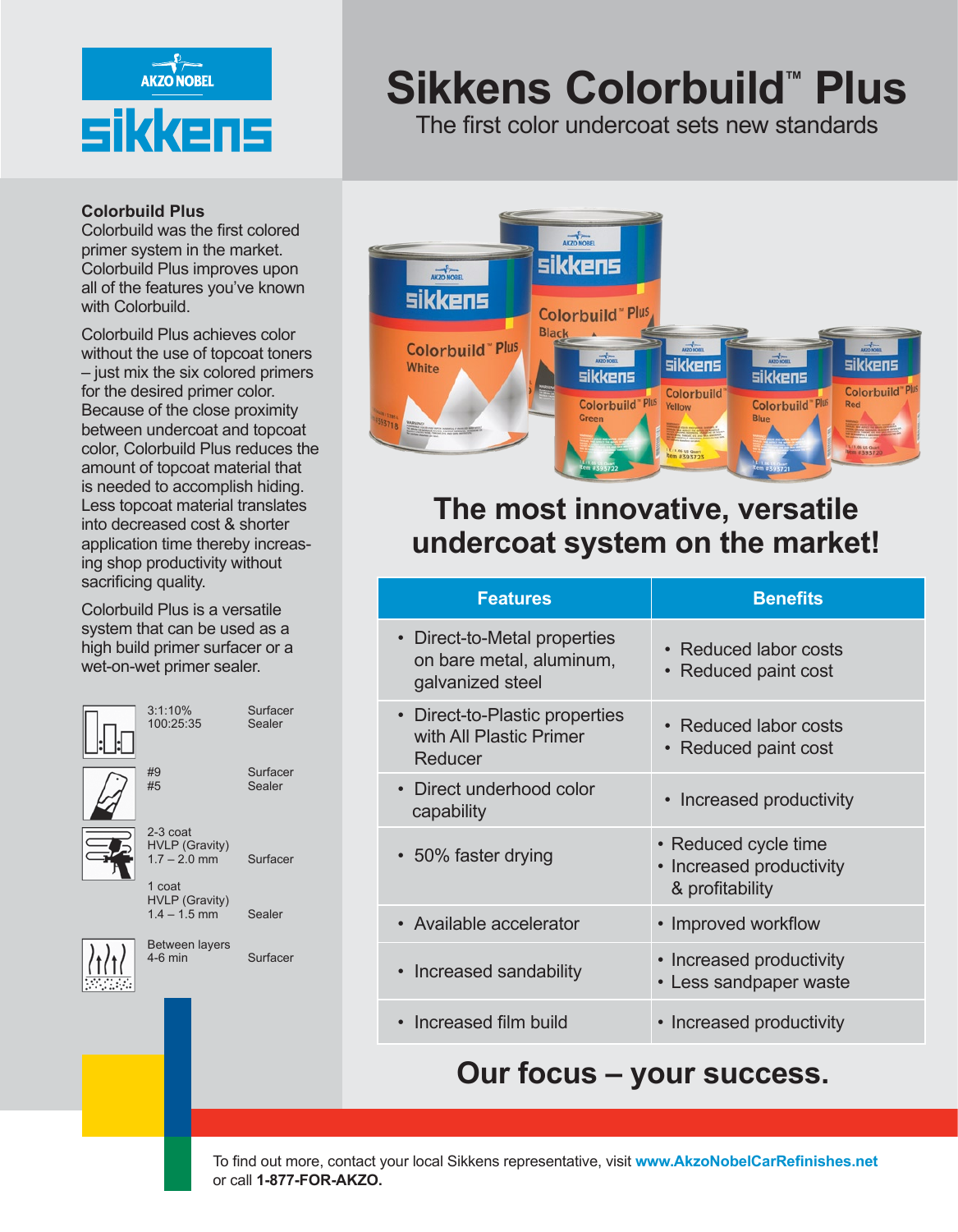# Sikkens Colorbuild™ Plus

The first color undercoat sets new standards

**Colorbuild Plus**

Colorbuild was the first colored primer system in the market. Colorbuild Plus improves upon all of the features you've known with Colorbuild.

Colorbuild Plus achieves color without the use of topcoat toners – just mix the six colored primers for the desired primer color. Because of the close proximity between undercoat and topcoat color, Colorbuild Plus reduces the amount of topcoat material that is needed to accomplish hiding. Less topcoat material translates into decreased cost & shorter application time thereby increasing shop productivity without sacrificing quality.

Colorbuild Plus is a versatile system that can be used as a high build primer surfacer or a wet-on-wet primer sealer.

| | |
|---|---|
| 3:1:10% | Surfacer |
| 100:25:35 | Sealer |
| #9 | Surfacer |
| #5 | Sealer |
| 2-3 coat HVLP (Gravity) 1.7 – 2.0 mm | Surfacer |
| 1 coat HVLP (Gravity) 1.4 – 1.5 mm | Sealer |
| Between layers 4-6 min | Surfacer |

## The most innovative, versatile undercoat system on the market!

| Features | Benefits |
|---|---|
| • Direct-to-Metal properties on bare metal, aluminum, galvanized steel | • Reduced labor costs<br>• Reduced paint cost |
| • Direct-to-Plastic properties with All Plastic Primer Reducer | • Reduced labor costs<br>• Reduced paint cost |
| • Direct underhood color capability | • Increased productivity |
| • 50% faster drying | • Reduced cycle time<br>• Increased productivity & profitability |
| • Available accelerator | • Improved workflow |
| • Increased sandability | • Increased productivity<br>• Less sandpaper waste |
| • Increased film build | • Increased productivity |

## Our focus – your success.

To find out more, contact your local Sikkens representative, visit **www.AkzoNobelCarRefinishes.net** or call **1-877-FOR-AKZO.**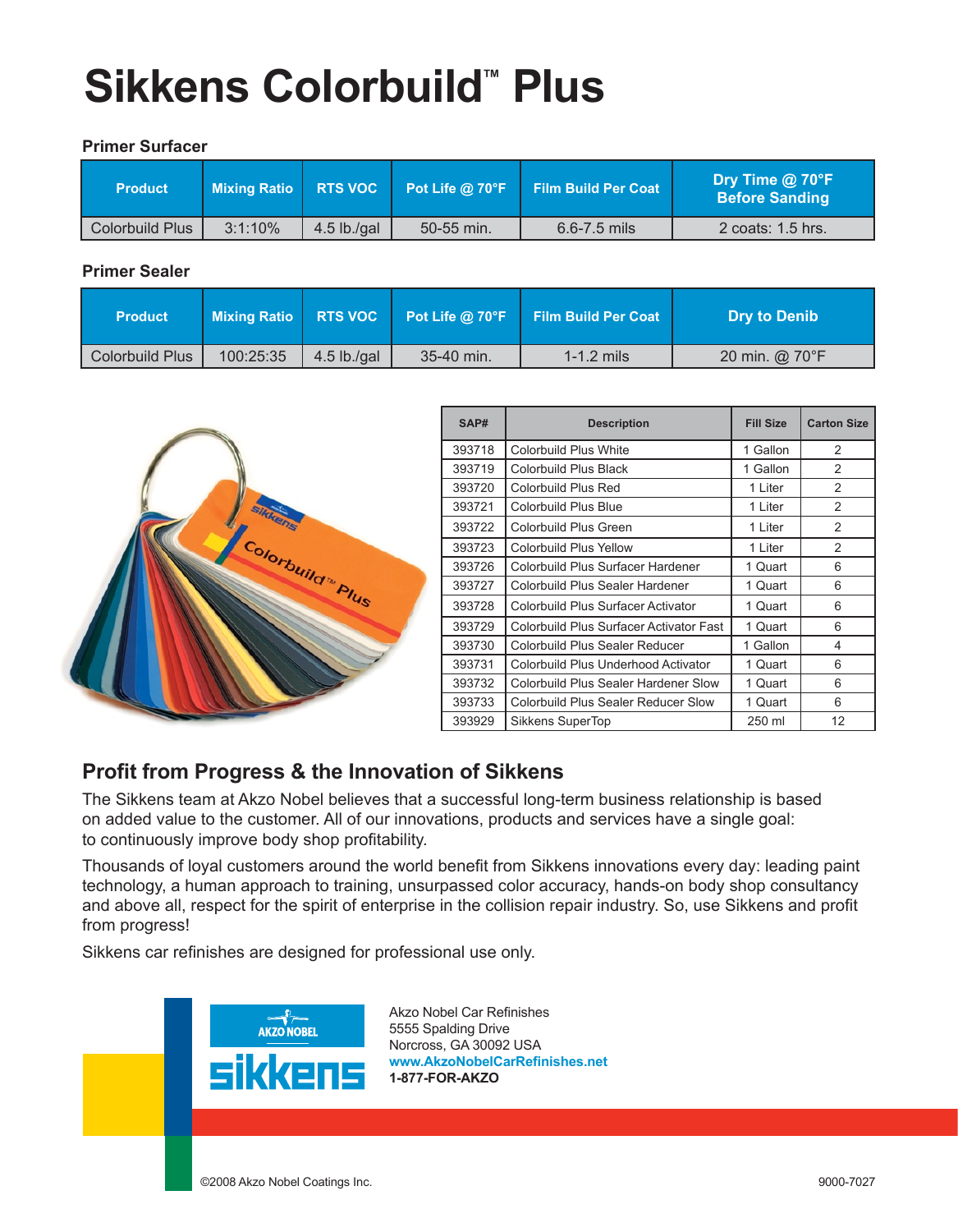# Sikkens Colorbuild™ Plus

### Primer Surfacer

| Product | Mixing Ratio | RTS VOC | Pot Life @ 70°F | Film Build Per Coat | Dry Time @ 70°F Before Sanding |
|---|---|---|---|---|---|
| Colorbuild Plus | 3:1:10% | 4.5 lb./gal | 50-55 min. | 6.6-7.5 mils | 2 coats: 1.5 hrs. |

### Primer Sealer

| Product | Mixing Ratio | RTS VOC | Pot Life @ 70°F | Film Build Per Coat | Dry to Denib |
|---|---|---|---|---|---|
| Colorbuild Plus | 100:25:35 | 4.5 lb./gal | 35-40 min. | 1-1.2 mils | 20 min. @ 70°F |

| SAP# | Description | Fill Size | Carton Size |
|---|---|---|---|
| 393718 | Colorbuild Plus White | 1 Gallon | 2 |
| 393719 | Colorbuild Plus Black | 1 Gallon | 2 |
| 393720 | Colorbuild Plus Red | 1 Liter | 2 |
| 393721 | Colorbuild Plus Blue | 1 Liter | 2 |
| 393722 | Colorbuild Plus Green | 1 Liter | 2 |
| 393723 | Colorbuild Plus Yellow | 1 Liter | 2 |
| 393726 | Colorbuild Plus Surfacer Hardener | 1 Quart | 6 |
| 393727 | Colorbuild Plus Sealer Hardener | 1 Quart | 6 |
| 393728 | Colorbuild Plus Surfacer Activator | 1 Quart | 6 |
| 393729 | Colorbuild Plus Surfacer Activator Fast | 1 Quart | 6 |
| 393730 | Colorbuild Plus Sealer Reducer | 1 Gallon | 4 |
| 393731 | Colorbuild Plus Underhood Activator | 1 Quart | 6 |
| 393732 | Colorbuild Plus Sealer Hardener Slow | 1 Quart | 6 |
| 393733 | Colorbuild Plus Sealer Reducer Slow | 1 Quart | 6 |
| 393929 | Sikkens SuperTop | 250 ml | 12 |

## Profit from Progress & the Innovation of Sikkens

The Sikkens team at Akzo Nobel believes that a successful long-term business relationship is based on added value to the customer. All of our innovations, products and services have a single goal: to continuously improve body shop profitability.

Thousands of loyal customers around the world benefit from Sikkens innovations every day: leading paint technology, a human approach to training, unsurpassed color accuracy, hands-on body shop consultancy and above all, respect for the spirit of enterprise in the collision repair industry. So, use Sikkens and profit from progress!

Sikkens car refinishes are designed for professional use only.

AKZO NOBEL
sikkens

Akzo Nobel Car Refinishes
5555 Spalding Drive
Norcross, GA 30092 USA
**www.AkzoNobelCarRefinishes.net**
**1-877-FOR-AKZO**

©2008 Akzo Nobel Coatings Inc.

9000-7027